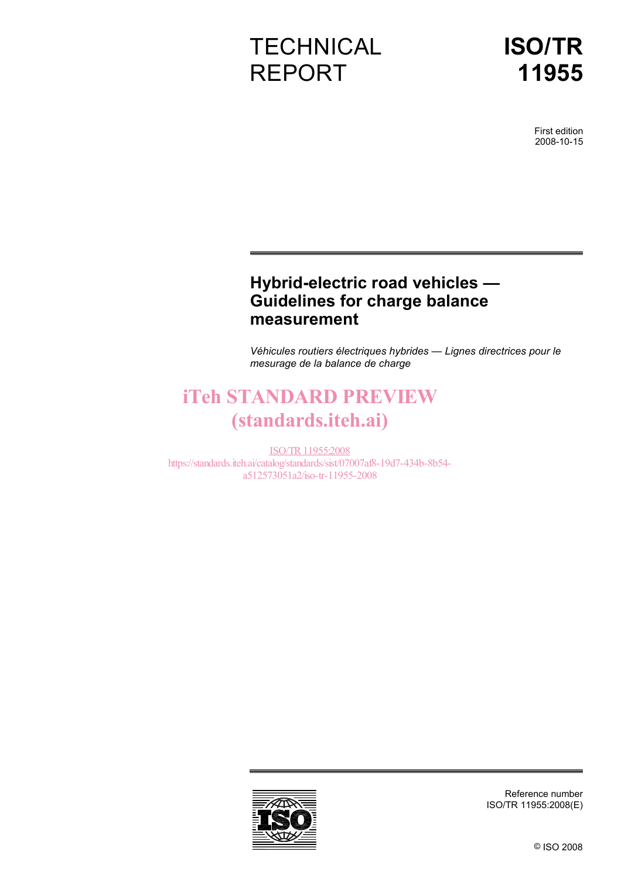TECHNICAL REPORT

# ISO/TR 11955

First edition
2008-10-15

## Hybrid-electric road vehicles — Guidelines for charge balance measurement

*Véhicules routiers électriques hybrides — Lignes directrices pour le mesurage de la balance de charge*

iTeh STANDARD PREVIEW
(standards.iteh.ai)

ISO/TR 11955:2008
https://standards.iteh.ai/catalog/standards/sist/07007af8-19d7-434b-8b54-a512573051a2/iso-tr-11955-2008

Reference number
ISO/TR 11955:2008(E)

© ISO 2008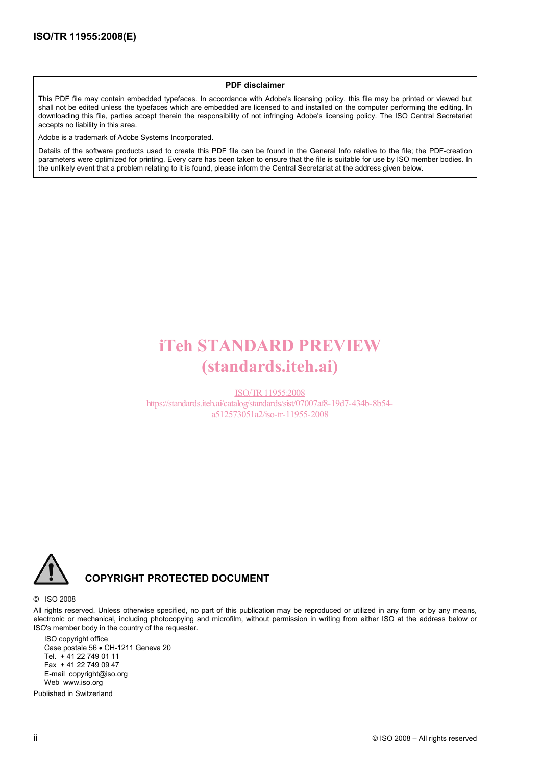**PDF disclaimer**

This PDF file may contain embedded typefaces. In accordance with Adobe's licensing policy, this file may be printed or viewed but shall not be edited unless the typefaces which are embedded are licensed to and installed on the computer performing the editing. In downloading this file, parties accept therein the responsibility of not infringing Adobe's licensing policy. The ISO Central Secretariat accepts no liability in this area.

Adobe is a trademark of Adobe Systems Incorporated.

Details of the software products used to create this PDF file can be found in the General Info relative to the file; the PDF-creation parameters were optimized for printing. Every care has been taken to ensure that the file is suitable for use by ISO member bodies. In the unlikely event that a problem relating to it is found, please inform the Central Secretariat at the address given below.

iTeh STANDARD PREVIEW
(standards.iteh.ai)

ISO/TR 11955:2008
https://standards.iteh.ai/catalog/standards/sist/07007af8-19d7-434b-8b54-a512573051a2/iso-tr-11955-2008

**COPYRIGHT PROTECTED DOCUMENT**

© ISO 2008

All rights reserved. Unless otherwise specified, no part of this publication may be reproduced or utilized in any form or by any means, electronic or mechanical, including photocopying and microfilm, without permission in writing from either ISO at the address below or ISO's member body in the country of the requester.

ISO copyright office
Case postale 56 • CH-1211 Geneva 20
Tel. + 41 22 749 01 11
Fax + 41 22 749 09 47
E-mail copyright@iso.org
Web www.iso.org

Published in Switzerland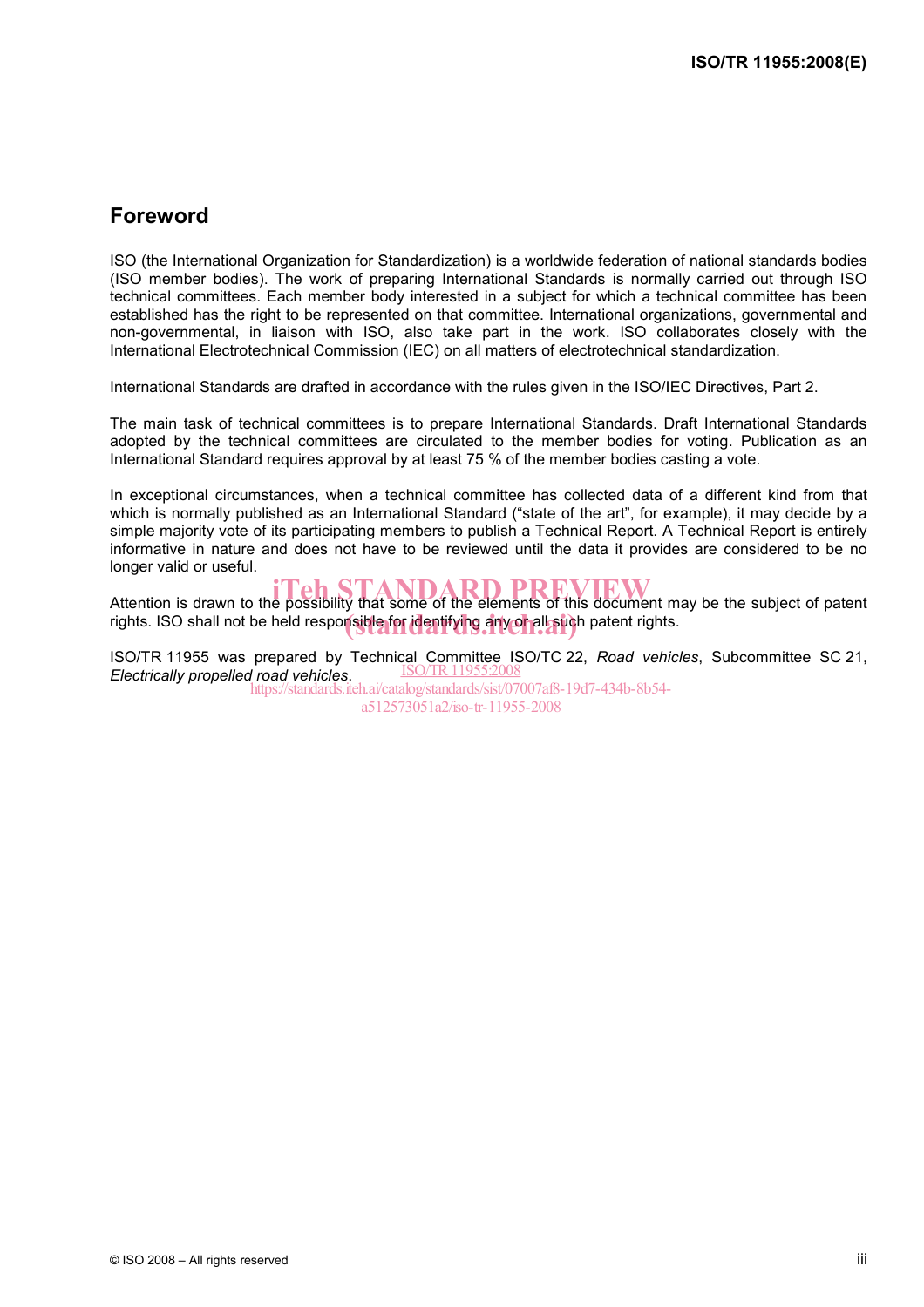## Foreword

ISO (the International Organization for Standardization) is a worldwide federation of national standards bodies (ISO member bodies). The work of preparing International Standards is normally carried out through ISO technical committees. Each member body interested in a subject for which a technical committee has been established has the right to be represented on that committee. International organizations, governmental and non-governmental, in liaison with ISO, also take part in the work. ISO collaborates closely with the International Electrotechnical Commission (IEC) on all matters of electrotechnical standardization.

International Standards are drafted in accordance with the rules given in the ISO/IEC Directives, Part 2.

The main task of technical committees is to prepare International Standards. Draft International Standards adopted by the technical committees are circulated to the member bodies for voting. Publication as an International Standard requires approval by at least 75 % of the member bodies casting a vote.

In exceptional circumstances, when a technical committee has collected data of a different kind from that which is normally published as an International Standard ("state of the art", for example), it may decide by a simple majority vote of its participating members to publish a Technical Report. A Technical Report is entirely informative in nature and does not have to be reviewed until the data it provides are considered to be no longer valid or useful.

Attention is drawn to the possibility that some of the elements of this document may be the subject of patent rights. ISO shall not be held responsible for identifying any or all such patent rights.

ISO/TR 11955 was prepared by Technical Committee ISO/TC 22, *Road vehicles*, Subcommittee SC 21, *Electrically propelled road vehicles*.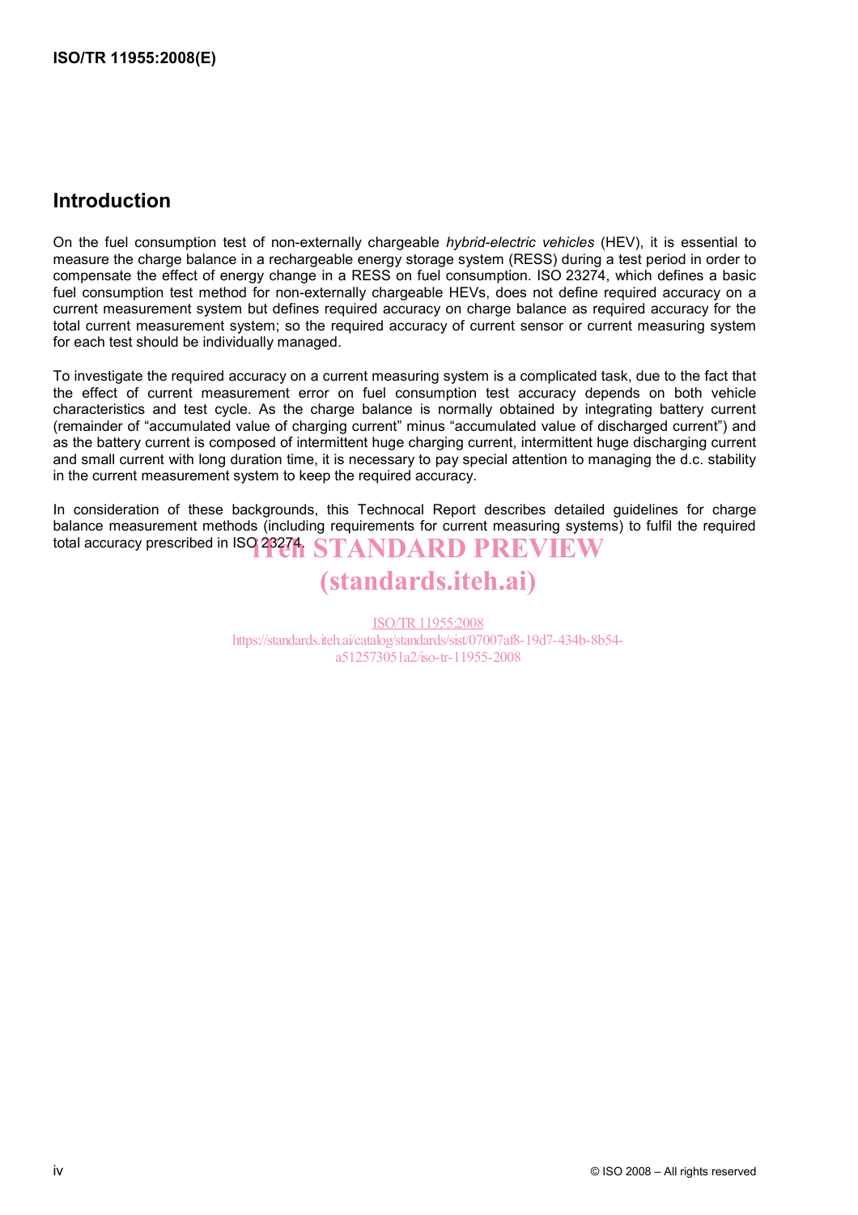## Introduction

On the fuel consumption test of non-externally chargeable *hybrid-electric vehicles* (HEV), it is essential to measure the charge balance in a rechargeable energy storage system (RESS) during a test period in order to compensate the effect of energy change in a RESS on fuel consumption. ISO 23274, which defines a basic fuel consumption test method for non-externally chargeable HEVs, does not define required accuracy on a current measurement system but defines required accuracy on charge balance as required accuracy for the total current measurement system; so the required accuracy of current sensor or current measuring system for each test should be individually managed.

To investigate the required accuracy on a current measuring system is a complicated task, due to the fact that the effect of current measurement error on fuel consumption test accuracy depends on both vehicle characteristics and test cycle. As the charge balance is normally obtained by integrating battery current (remainder of “accumulated value of charging current” minus “accumulated value of discharged current”) and as the battery current is composed of intermittent huge charging current, intermittent huge discharging current and small current with long duration time, it is necessary to pay special attention to managing the d.c. stability in the current measurement system to keep the required accuracy.

In consideration of these backgrounds, this Technocal Report describes detailed guidelines for charge balance measurement methods (including requirements for current measuring systems) to fulfil the required total accuracy prescribed in ISO 23274.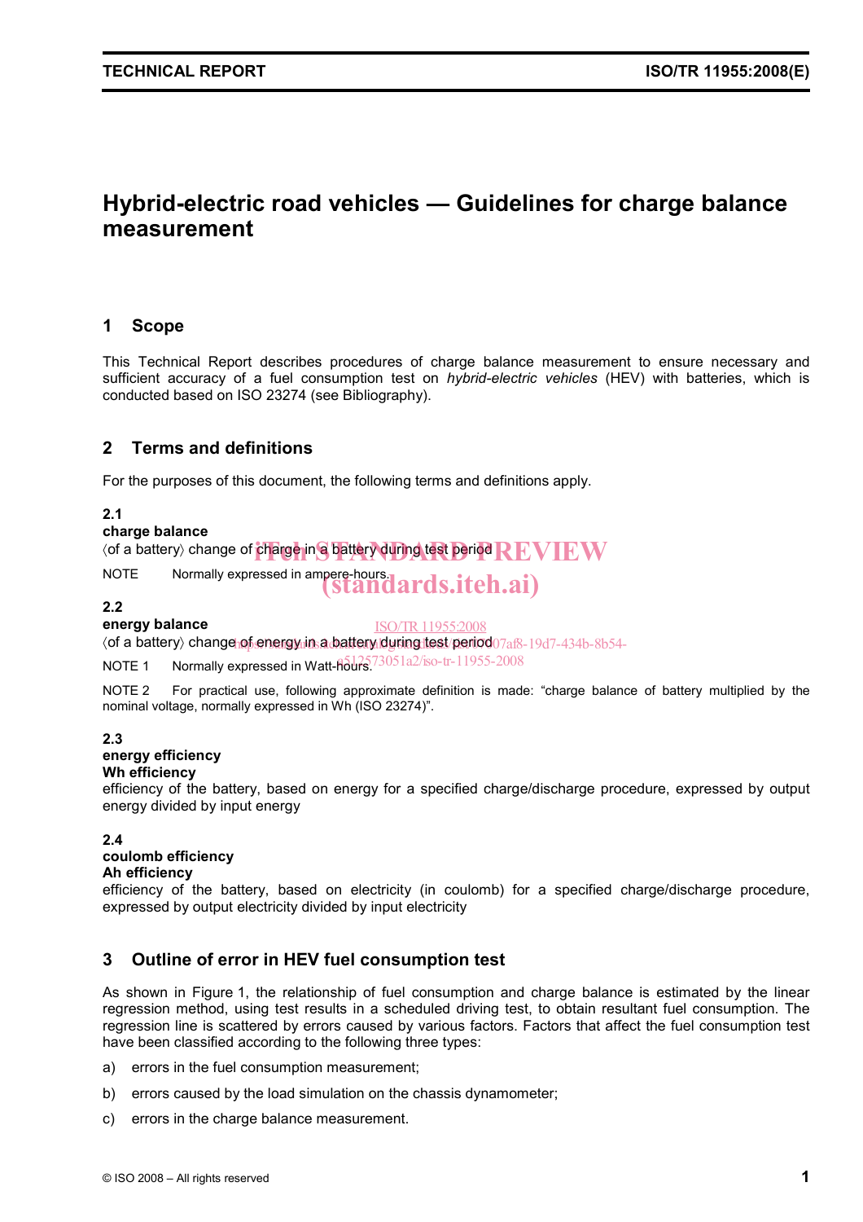# Hybrid-electric road vehicles — Guidelines for charge balance measurement

## 1 Scope

This Technical Report describes procedures of charge balance measurement to ensure necessary and sufficient accuracy of a fuel consumption test on *hybrid-electric vehicles* (HEV) with batteries, which is conducted based on ISO 23274 (see Bibliography).

## 2 Terms and definitions

For the purposes of this document, the following terms and definitions apply.

**2.1**
**charge balance**
⟨of a battery⟩ change of charge in a battery during test period

NOTE Normally expressed in ampere-hours.

**2.2**
**energy balance**
⟨of a battery⟩ change of energy in a battery during test period

NOTE 1 Normally expressed in Watt-hours.

NOTE 2 For practical use, following approximate definition is made: "charge balance of battery multiplied by the nominal voltage, normally expressed in Wh (ISO 23274)".

**2.3**
**energy efficiency**
**Wh efficiency**
efficiency of the battery, based on energy for a specified charge/discharge procedure, expressed by output energy divided by input energy

**2.4**
**coulomb efficiency**
**Ah efficiency**
efficiency of the battery, based on electricity (in coulomb) for a specified charge/discharge procedure, expressed by output electricity divided by input electricity

## 3 Outline of error in HEV fuel consumption test

As shown in Figure 1, the relationship of fuel consumption and charge balance is estimated by the linear regression method, using test results in a scheduled driving test, to obtain resultant fuel consumption. The regression line is scattered by errors caused by various factors. Factors that affect the fuel consumption test have been classified according to the following three types:

a) errors in the fuel consumption measurement;

b) errors caused by the load simulation on the chassis dynamometer;

c) errors in the charge balance measurement.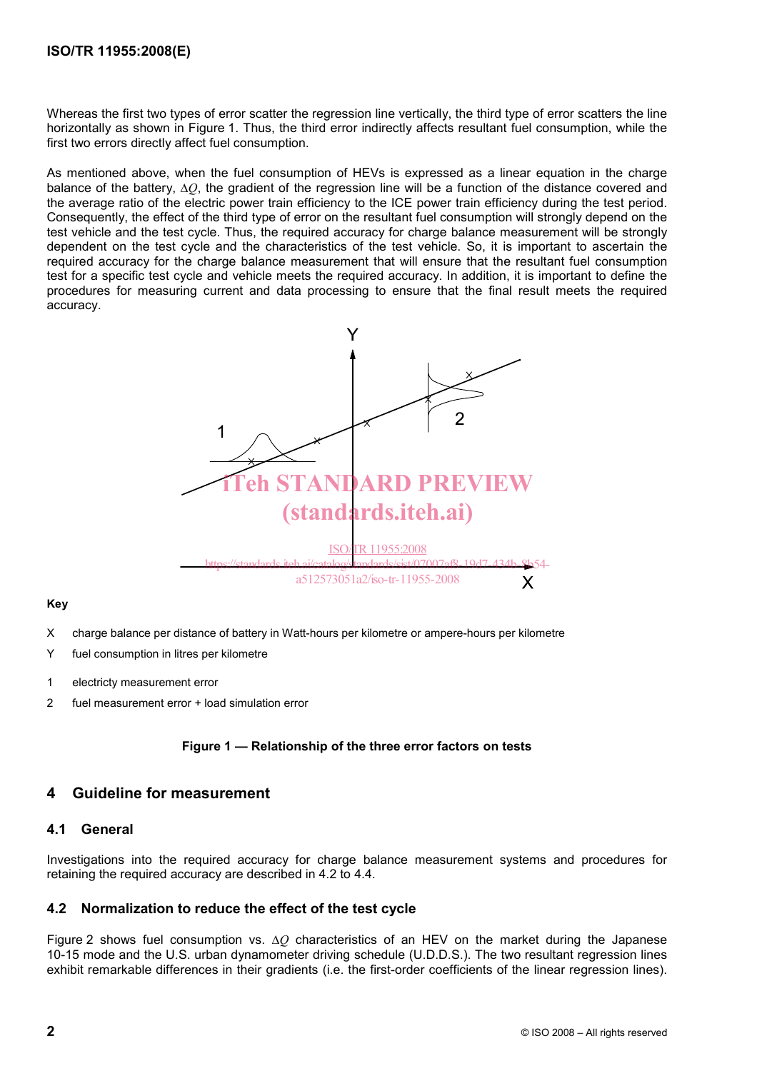Whereas the first two types of error scatter the regression line vertically, the third type of error scatters the line horizontally as shown in Figure 1. Thus, the third error indirectly affects resultant fuel consumption, while the first two errors directly affect fuel consumption.

As mentioned above, when the fuel consumption of HEVs is expressed as a linear equation in the charge balance of the battery, $\Delta Q$, the gradient of the regression line will be a function of the distance covered and the average ratio of the electric power train efficiency to the ICE power train efficiency during the test period. Consequently, the effect of the third type of error on the resultant fuel consumption will strongly depend on the test vehicle and the test cycle. Thus, the required accuracy for charge balance measurement will be strongly dependent on the test cycle and the characteristics of the test vehicle. So, it is important to ascertain the required accuracy for the charge balance measurement that will ensure that the resultant fuel consumption test for a specific test cycle and vehicle meets the required accuracy. In addition, it is important to define the procedures for measuring current and data processing to ensure that the final result meets the required accuracy.

**Key**

X charge balance per distance of battery in Watt-hours per kilometre or ampere-hours per kilometre

Y fuel consumption in litres per kilometre

1 electricty measurement error

2 fuel measurement error + load simulation error

**Figure 1 — Relationship of the three error factors on tests**

## 4 Guideline for measurement

### 4.1 General

Investigations into the required accuracy for charge balance measurement systems and procedures for retaining the required accuracy are described in 4.2 to 4.4.

### 4.2 Normalization to reduce the effect of the test cycle

Figure 2 shows fuel consumption vs. $\Delta Q$ characteristics of an HEV on the market during the Japanese 10-15 mode and the U.S. urban dynamometer driving schedule (U.D.D.S.). The two resultant regression lines exhibit remarkable differences in their gradients (i.e. the first-order coefficients of the linear regression lines).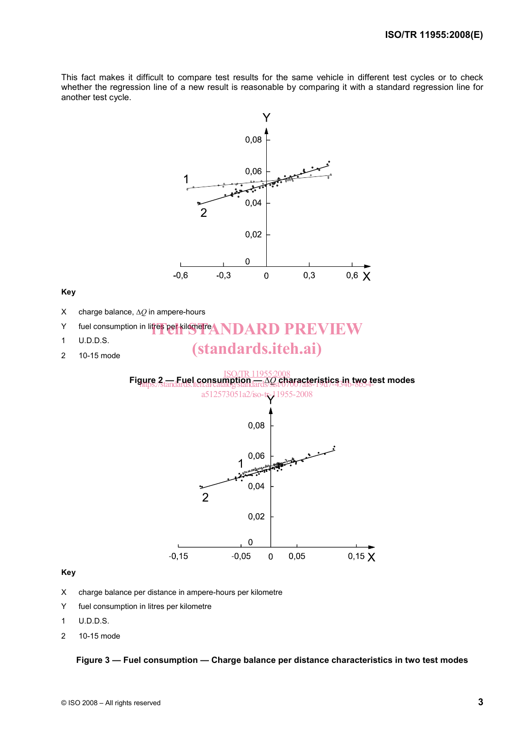This fact makes it difficult to compare test results for the same vehicle in different test cycles or to check whether the regression line of a new result is reasonable by comparing it with a standard regression line for another test cycle.

**Key**

X charge balance, $\Delta Q$ in ampere-hours

Y fuel consumption in litres per kilometre

1 U.D.D.S.

2 10-15 mode

**Figure 2 — Fuel consumption — $\Delta Q$ characteristics in two test modes**

**Key**

X charge balance per distance in ampere-hours per kilometre

Y fuel consumption in litres per kilometre

1 U.D.D.S.

2 10-15 mode

**Figure 3 — Fuel consumption — Charge balance per distance characteristics in two test modes**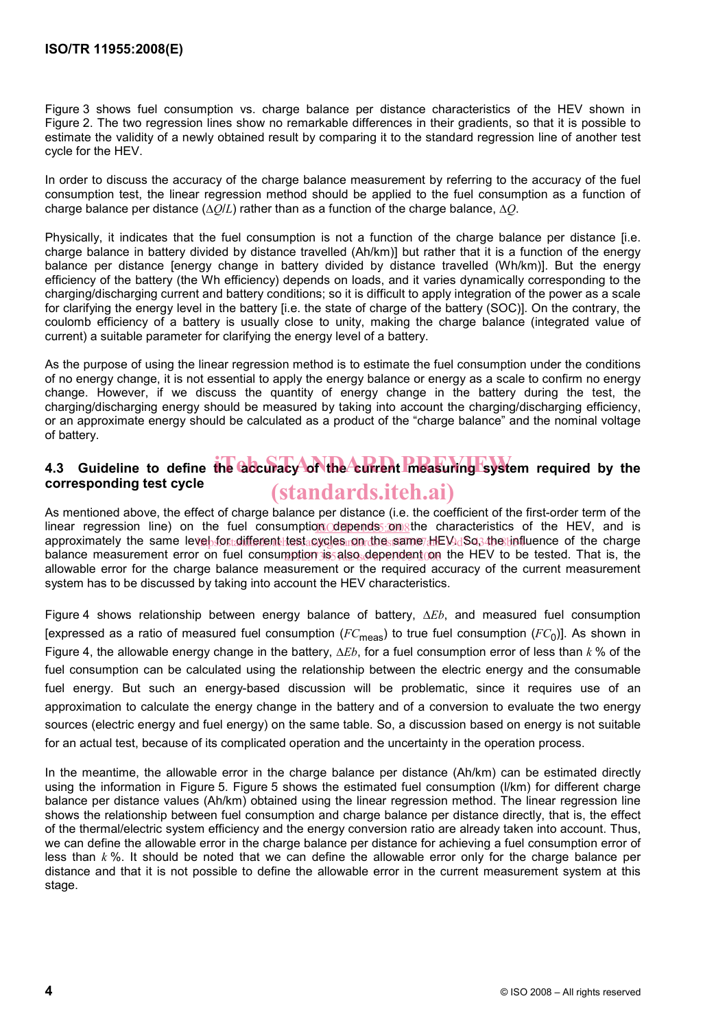Figure 3 shows fuel consumption vs. charge balance per distance characteristics of the HEV shown in Figure 2. The two regression lines show no remarkable differences in their gradients, so that it is possible to estimate the validity of a newly obtained result by comparing it to the standard regression line of another test cycle for the HEV.

In order to discuss the accuracy of the charge balance measurement by referring to the accuracy of the fuel consumption test, the linear regression method should be applied to the fuel consumption as a function of charge balance per distance ($\Delta Q/L$) rather than as a function of the charge balance, $\Delta Q$.

Physically, it indicates that the fuel consumption is not a function of the charge balance per distance [i.e. charge balance in battery divided by distance travelled (Ah/km)] but rather that it is a function of the energy balance per distance [energy change in battery divided by distance travelled (Wh/km)]. But the energy efficiency of the battery (the Wh efficiency) depends on loads, and it varies dynamically corresponding to the charging/discharging current and battery conditions; so it is difficult to apply integration of the power as a scale for clarifying the energy level in the battery [i.e. the state of charge of the battery (SOC)]. On the contrary, the coulomb efficiency of a battery is usually close to unity, making the charge balance (integrated value of current) a suitable parameter for clarifying the energy level of a battery.

As the purpose of using the linear regression method is to estimate the fuel consumption under the conditions of no energy change, it is not essential to apply the energy balance or energy as a scale to confirm no energy change. However, if we discuss the quantity of energy change in the battery during the test, the charging/discharging energy should be measured by taking into account the charging/discharging efficiency, or an approximate energy should be calculated as a product of the "charge balance" and the nominal voltage of battery.

## 4.3 Guideline to define the accuracy of the current measuring system required by the corresponding test cycle

As mentioned above, the effect of charge balance per distance (i.e. the coefficient of the first-order term of the linear regression line) on the fuel consumption depends on the characteristics of the HEV, and is approximately the same level for different test cycles on the same HEV. So, the influence of the charge balance measurement error on fuel consumption is also dependent on the HEV to be tested. That is, the allowable error for the charge balance measurement or the required accuracy of the current measurement system has to be discussed by taking into account the HEV characteristics.

Figure 4 shows relationship between energy balance of battery, $\Delta Eb$, and measured fuel consumption [expressed as a ratio of measured fuel consumption ($FC_{\text{meas}}$) to true fuel consumption ($FC_0$)]. As shown in Figure 4, the allowable energy change in the battery, $\Delta Eb$, for a fuel consumption error of less than $k$ % of the fuel consumption can be calculated using the relationship between the electric energy and the consumable fuel energy. But such an energy-based discussion will be problematic, since it requires use of an approximation to calculate the energy change in the battery and of a conversion to evaluate the two energy sources (electric energy and fuel energy) on the same table. So, a discussion based on energy is not suitable for an actual test, because of its complicated operation and the uncertainty in the operation process.

In the meantime, the allowable error in the charge balance per distance (Ah/km) can be estimated directly using the information in Figure 5. Figure 5 shows the estimated fuel consumption (l/km) for different charge balance per distance values (Ah/km) obtained using the linear regression method. The linear regression line shows the relationship between fuel consumption and charge balance per distance directly, that is, the effect of the thermal/electric system efficiency and the energy conversion ratio are already taken into account. Thus, we can define the allowable error in the charge balance per distance for achieving a fuel consumption error of less than $k$ %. It should be noted that we can define the allowable error only for the charge balance per distance and that it is not possible to define the allowable error in the current measurement system at this stage.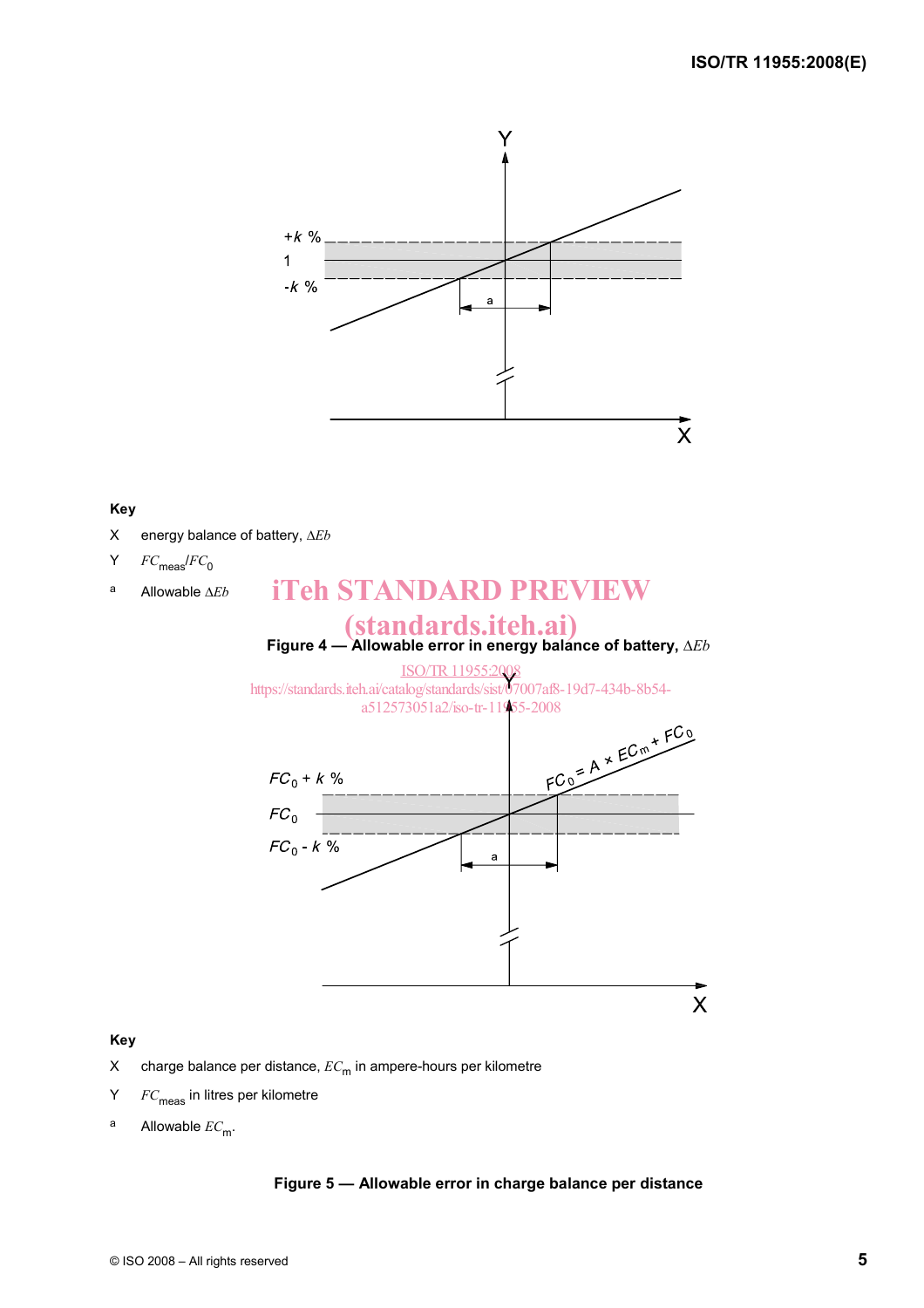Y

+k %

1

-k %

a

X

**Key**

X energy balance of battery, $\Delta Eb$

Y $FC_{meas}/FC_0$

a Allowable $\Delta Eb$

**Figure 4 — Allowable error in energy balance of battery, $\Delta Eb$**

Y

$FC_0 = A \times EC_m + FC_0$

$FC_0 + k$ %

$FC_0$

$FC_0 - k$ %

a

X

**Key**

X charge balance per distance, $EC_m$ in ampere-hours per kilometre

Y $FC_{meas}$ in litres per kilometre

a Allowable $EC_m$.

**Figure 5 — Allowable error in charge balance per distance**